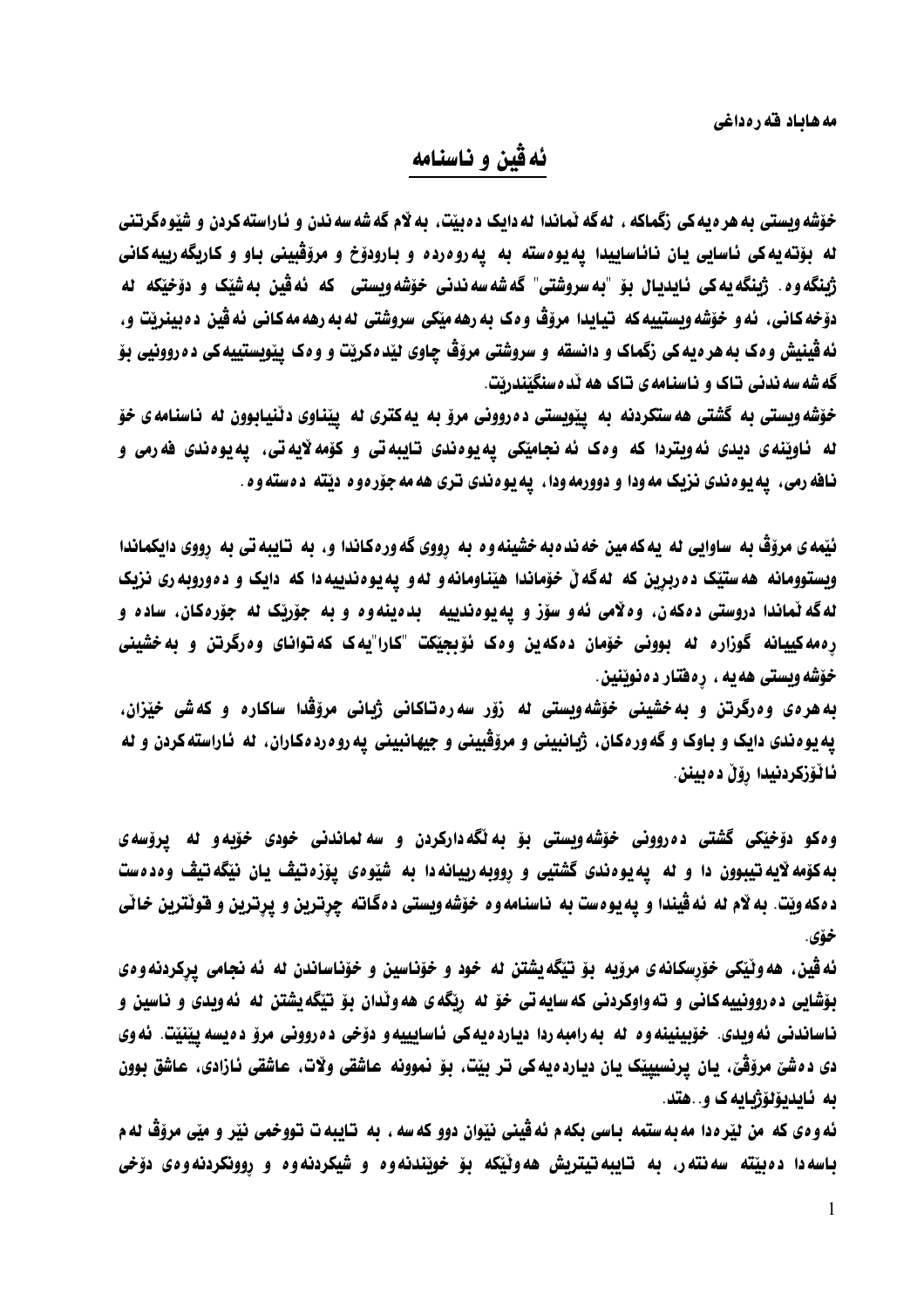مه هاباد قه ره داغی

# ئه ڤین و ناسنامه

خۆشه ویستی به هه رەیه کی زگماکه ، له گه ڵماندا له دایک ده بێت، به ڵام گه شه سه ندن و ئاراسته کردن و شێوه گرتنی له بۆته یه کی ئاسایی یان نائاساییدا په یوه سته به په روه رده و بارودۆخ و مرۆڤبینی باو و کاریگه رییه کانی ژینگه وه. ژینگه یه کی ئایدیال بۆ "به سروشتی" گه شه سه ندنی خۆشه ویستی که ئه ڤین به شێک و دۆخێکه له دۆخه کانی، ئه و خۆشه ویستییه که تیایدا مرۆڤ وه ک به رهه مێکی سروشتی له به رهه مه کانی ئه ڤین ده بینرێت و، ئه ڤینیش وه ک به هه رەیه کی زگماک و دانسقه و سروشتی مرۆڤ چاوی لێده کرێت و وه ک پێویستییه کی ده روونیی بۆ گه شه سه ندنی تاک و ناسنامه ی تاک هه ڵده سه نگێندرێت.

خۆشه ویستی به گشتی هه ستکردنه به پێویستی ده روونی مرۆ به یه کتری له پێناوی دڵنیابوون له ناسنامه ی خۆ له ئاوێنه ی دیدی ئه ویتردا که وه ک ئه نجامێکی په یوه ندی تایبه تی و کۆمه ڵایه تی، په یوه ندی فه رمی و نافه رمی، په یوه ندی نزیک مه ودا و دوورمه ودا، په یوه ندی تری هه مه جۆره وه دێته ده سته وه.

ئێمه ی مرۆڤ به ساوایی له یه که مین خه نده به خشینه وه به رووی گه وره کاندا و، به تایبه تی به رووی دایکماندا ویستوومانه هه ستێک ده رببڕین که له گه ڵ خۆماندا هێناومانه و له و په یوه ندییه دا که دایک و ده وروبه ری نزیک له گه ڵماندا دروستی ده که ن، وه ڵامی ئه و سۆز و په یوه ندییه بده ینه وه و به جۆرێک له جۆره کان، ساده و ره مه کییانه گوزاره له بوونی خۆمان ده که ین وه ک ئۆبجێکت "کارا"یه ک که توانای وه رگرتن و به خشینی خۆشه ویستی هه یه ، ره فتار ده نوێنین.

به هه ره ی وه رگرتن و به خشینی خۆشه ویستی له زۆر سه ره تاکانی ژیانی مرۆڤدا ساکاره و که شی خێزان، په یوه ندی دایک و باوک و گه وره کان، ژیانبینی و مرۆڤبینی و جیهانبینی په روه رده کاران، له ئاراسته کردن و له ئاڵۆزکردنیدا رۆڵ ده بینن.

وه کو دۆخێکی گشتی ده روونی خۆشه ویستی بۆ به ئگه دارکردن و سه لماندنی خودی خۆیه و له پرۆسه ی به کۆمه ڵایه تیبوون دا و له په یوه ندی گشتیی و رووبه رییانه دا به شێوه ی پۆزه تیڤ یان نێگه تیڤ وه ده ست ده که وێت. به ڵام له ئه ڤیندا و په یوه ست به ناسنامه وه خۆشه ویستی ده گاته چڕترین و پڕترین و قوڵترین خاڵی خۆی.

ئه ڤین، هه وڵێکی خۆڕسکانه ی مرۆیه بۆ تێگه یشتن له خود و خۆناسین و خۆناساندن له ئه نجامی پڕکردنه وه ی بۆشایی ده روونییه کانی و ته واوکردنی که سایه تی خۆ له رێگه ی هه وڵدان بۆ تێگه یشتن له ئه ویدی و ناسین و ناساندنی ئه ویدی. خۆبینینه وه له به رامبه ردا دیارده یه کی ئاساییه و دۆخی ده روونی مرۆ ده یسه پێنێت. ئه وی دی ده شێ مرۆڤێ، یان پرنسیپێک یان دیارده یه کی تر بێت، بۆ نموونه عاشقی وڵات، عاشقی ئازادی، عاشق بوون به ئایدیۆلۆژیایه ک و..هتد.

ئه وه ی که من لێره دا مه به ستمه باسی بکه م ئه ڤینی نێوان دوو که سه ، به تایبه ت تووخمی نێر و مێی مرۆڤ له م باسه دا ده بێته سه نته ر، به تایبه تیتریش هه وڵێکه بۆ خوێندنه وه و شیکردنه وه و روونکردنه وه ی دۆخی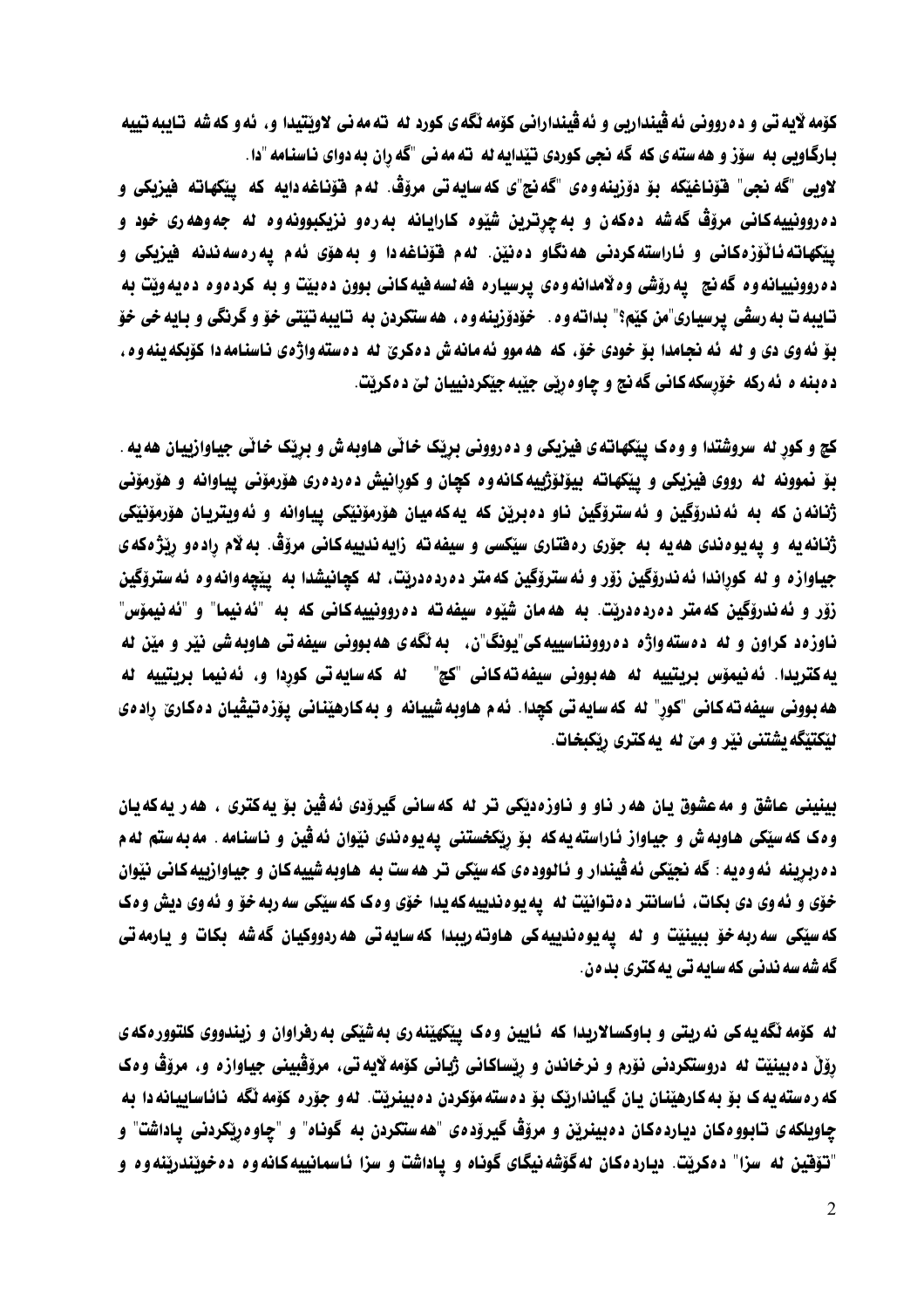کۆمەڵایەتی و دەروونی ئەڤینداریی و ئەڤیندارانی کۆمەڵگەی کورد لە تەمەنی لاوێتیدا و، ئەو کەشە تایبەتییە بارگاویی بە سۆز و هەستەی کە گەنجی کوردی تێدایە لە تەمەنی "گەڕان بەدوای ناسنامە"دا.

لاویی "گەنجی" قۆناغێکە بۆ دۆزینەوەی "گەنج"ی کەسایەتی مرۆڤ. لەم قۆناغەدایە کە پێکهاتە فیزیکی و دەروونییەکانی مرۆڤ گەشە دەکەن و بەچڕترین شێوە کارایانە بەرەو نزیکبوونەوە لە جەوهەری خود و پێکهاتە ئاڵۆزەکانی و ئاراستەکردنی هەنگاو دەنێن. لەم قۆناغەدا و بەهۆی ئەم پەرەسەندنە فیزیکی و دەروونییانەوە گەنج پەرۆشی وەڵامدانەوەی پرسیارە فەلسەفییەکانی بوون دەبێت و بەکردەوە دەیەوێت بە تایبەت بە رەسقی پرسیاری"من کێم؟" بداتەوە. خۆدۆزینەوە، هەستکردن بە تایبەتێتی خۆ و گرنگی و بایەخی خۆ بۆ ئەوی دی و لە ئەنجامدا بۆ خودی خۆ، کە هەموو ئەمانەش دەکرێ لە دەستەواژەی ناسنامەدا کۆبکەینەوە، دەبنە ئەرکە خۆڕسکەکانی گەنج و چاوەڕێی جێبەجێکردنییان لێ دەکرێت.

کچ و کوڕ لە سروشتدا و وەک پێکهاتەی فیزیکی و دەروونی بڕێک خاڵی هاوبەش و بڕێک خاڵی جیاوازییان هەیە. بۆ نموونە لە رووی فیزیکی و پێکهاتە بیۆلۆژییەکانەوە کچان و کوڕانیش دەردەری هۆرمۆنی پیاوانە و هۆرمۆنی ژنانەن کە بە ئەندرۆگین و ئەسترۆگین ناو دەبرێن کە یەکەمیان هۆرمۆنێکی پیاوانە و ئەویتریان هۆرمۆنێکی ژنانەیە و پەیوەندی هەیە بە جۆری رەفتاری سێکسی و سیفەتە زایەندییەکانی مرۆڤ. بەڵام رادەو رێژەکەی جیاوازە و لە کوڕاندا ئەندرۆگین زۆر و ئەسترۆگین کەمتر دەردەدرێت، لە کچانیشدا بە پێچەوانەوە ئەسترۆگین زۆر و ئەندرۆگین کەمتر دەردەدرێت. بە هەمان شێوە سیفەتە دەروونییەکانی کە بە "ئەنیما" و "ئەنیمۆس" ناوزەد کراون و لە دەستەواژە دەروونناسییەکی"یونگ"ن، بەڵگەی هەبوونی سیفەتی هاوبەشی نێر و مێن لە یەکتریدا. ئەنیمۆس بریتییە لە هەبوونی سیفەتەکانی "کچ" لە کەسایەتی کوڕدا و، ئەنیما بریتییە لە هەبوونی سیفەتەکانی "کوڕ" لە کەسایەتی کچدا. ئەم هاوبەشییانە و بەکارهێنانی پۆزەتیڤیان دەکارێ رادەی لێکتێگەیشتنی نێر و مێ لە یەکتری رێکبخات.

بینینی عاشق و مەعشوق یان هەر ناو و ناوزەدێکی تر لە کەسانی گیرۆدەی ئەڤین بۆ یەکتری ، هەر یەکەیان وەک کەسێکی هاوبەش و جیاواز ئاراستەیەکە بۆ رێکخستنی پەیوەندی نێوان ئەڤین و ناسنامە. مەبەستم لەم دەربڕینە ئەوەیە: گەنجێکی ئەڤیندار و ئالوودەی کەسێکی تر هەست بە هاوبەشییەکان و جیاوازییەکانی نێوان خۆی و ئەوی دی بکات، ئاسانتر دەتوانێت لە پەیوەندییەکەیدا خۆی وەک کەسێکی سەربەخۆ و ئەوی دیش وەک کەسێکی سەربەخۆ ببینێت و لە پەیوەندییەکی هاوتەریبدا کەسایەتی هەردووکیان گەشە بکات و یارمەتی گەشەسەندنی کەسایەتی یەکتری بدەن.

لە کۆمەڵگەیەکی نەریتی و باوکسالاریدا کە ئایین وەک پێکهێنەری بەشێکی بەرفراوان و زیندووی کلتوورەکەی رۆڵ دەبینێت لە دروستکردنی نۆرم و نرخاندن و رێساکانی ژیانی کۆمەڵایەتی، مرۆڤبینی جیاوازە و، مرۆڤ وەک کەرەستەیەک بۆ بەکارهێنان یان گیاندارێک بۆ دەستەمۆکردن دەبینرێت. لەو جۆرە کۆمەڵگە نائاساییانەدا بە چاویلکەی تابووەکان دیاردەکان دەبینرێن و مرۆڤ گیرۆدەی "هەستکردن بە گوناه" و "چاوەڕێکردنی پاداشت" و "تۆقین لە سزا" دەکرێت. دیاردەکان لەگۆشەنیگای گوناه و پاداشت و سزا ئاسمانییەکانەوە دەخوێندرێنەوە و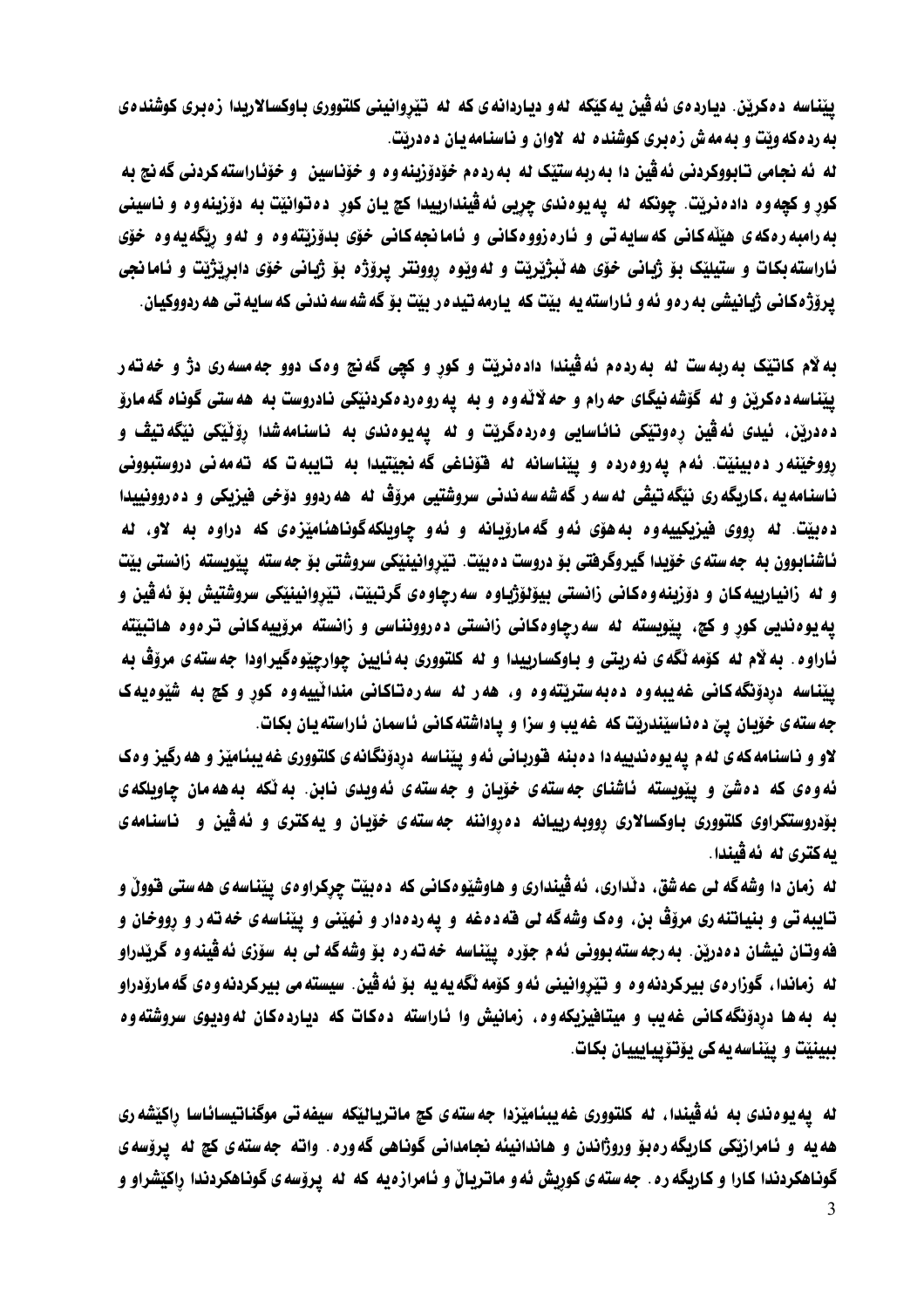پێناسە دەکرێن. دیاردەی ئەڤین یەکێکە لەو دیاردانەی کە لە تێڕوانینی کلتووری باوکسالاریدا زەبری کوشندەی بەردەکەوێت و بەمەش زەبری کوشندە لە لاوان و ئاسنامەیان دەدرێت.

لە ئەنجامی تابووکردنی ئەڤین دا بەربەستێک لە بەردەم خۆدۆزینەوە و خۆناسین و خۆئاراستەکردنی گەنج بە کوڕ و کچەوە دادەنرێت. چونکە لە پەیوەندی چڕپی ئەڤینداریدا کچ یان کوڕ دەتوانێت بە دۆزینەوە و ناسینی بەرامبەرەکەی هێڵەکانی کەسایەتی و ئارەزووەکانی و ئامانجەکانی خۆی بدۆزێتەوە و لەو ڕێگەیەوە خۆی ئاراستەبکات و ستیلێک بۆ ژیانی خۆی هەڵبژێرێت و لەوێوە ڕوونتر پرۆژە بۆ ژیانی خۆی دابڕێژێت و ئامانجی پرۆژەکانی ژیانیشی بەرەو ئەو ئاراستەیە بێت کە یارمەتیدەر بێت بۆ گەشەسەندنی کەسایەتی هەردووکیان.

بەلام کاتێک بەربەست لە بەردەم ئەڤیندا دادەنرێت و کوڕ و کچی گەنج وەک دوو جەمسەری دژ و خەتەر پێناسەدەکرێن و لە گۆشەنیگای حەرام و حەلالەوە و بە پەروەردەکردنێکی نادروست بە هەستی گوناه گەمارۆ دەدرێن، ئیدی ئەڤین ڕەوتێکی نائاسایی وەردەگرێت و لە پەیوەندی بە ئاسنامەشدا ڕۆلێکی نێگەتیڤ و ڕووخێنەر دەبینێت. ئەم پەروەردە و پێناسانە لە قۆناغی گەنجێتیدا بە تایبەت کە تەمەنی دروستبوونی ئاسنامەیە، کاریگەری نێگەتیڤی لەسەر گەشەسەندنی سروشتیی مرۆڤ لە هەردوو دۆخی فیزیکی و دەروونییدا دەبێت. لە ڕووی فیزیکییەوە بەهۆی ئەو گەمارۆیانە و ئەو چاویلکەگوناهئامێزەی کە دراوە بە لاو، لە ئاشنابوون بە جەستەی خۆیدا گیروگرفتی بۆ دروست دەبێت. تێڕوانینێکی سروشتی بۆ جەستە پێویستە زانستی بێت و لە زانیارییەکان و دۆزینەوەکانی زانستی بیۆلۆژیاوە سەرچاوەی گرتبێت، تێڕوانینێکی سروشتیش بۆ ئەڤین و پەیوەندیی کوڕ و کچ، پێویستە لە سەرچاوەکانی زانستی دەروونناسی و زانستە مرۆییەکانی ترەوە هاتبێتە ئاراوە. بەلام لە کۆمەلگەی نەریتی و باوکسارییدا و لە کلتووری بەئایین چوارچێوەگیراودا جەستەی مرۆڤ بە پێناسە دڕدۆنگەکانی غەیبیەوە دەبەسترێتەوە و، هەر لە سەرەتاکانی منداڵییەوە کوڕ و کچ بە شێوەیەک جەستەی خۆیان پێ دەناسێندرێت کە غەیب و سزا و پاداشتەکانی ئاسمان ئاراستەیان بکات.

لاو و ئاسنامەکەی لەم پەیوەندییەدا دەبنە قوربانی ئەو پێناسە دڕدۆنگانەی کلتووری غەیبئامێز و هەرگیز وەک ئەوەی کە دەشێ و پێویستە ئاشنای جەستەی خۆیان و جەستەی ئەویدی نابن. بەڵکە بەهەمان چاویلکەی بۆدروستکراوی کلتووری باوکسالاری ڕووبەڕییانە دەڕواننە جەستەی خۆیان و یەکتری و ئەڤین و ئاسنامەی یەکتری لە ئەڤیندا.

لە زمان دا وشەگەلی عەشق، دڵداری، ئەڤینداری و هاوشێوەکانی کە دەبێت چڕکراوەی پێناسەی هەستی قووڵ و تایبەتی و بنیاتنەری مرۆڤ بن، وەک وشەگەلی قەدەغە و پەردەدار و نهێنی و پێناسەی خەتەر و ڕووخان و فەوتان نیشان دەدرێن. بەرجەستەبوونی ئەم جۆرە پێناسە خەتەرە بۆ وشەگەلی بە سۆزی ئەڤینەوە گرێدراو لە زماندا، گوزارەی بیرکردنەوە و تێڕوانینی ئەو کۆمەلگەیەیە بۆ ئەڤین. سیستەمی بیرکردنەوەی گەمارۆدراو بە بەها دڕدۆنگەکانی غەیب و میتافیزیکەوە، زمانیش وا ئاراستە دەکات کە دیاردەکان لەودیوی سروشتەوە ببینێت و پێناسەیەکی یۆتۆپیاییان بکات.

لە پەیوەندی بە ئەڤیندا، لە کلتووری غەیبئامێزدا جەستەی کچ ماتریالێکە سیفەتی موگناتیسائاسا ڕاکێشەری هەیە و ئامرازێکی کاریگەرە بۆ وروژاندن و هاندانیئە نجامدانی گوناهی گەورە. واتە جەستەی کچ لە پرۆسەی گوناهکردندا کارا و کاریگەرە. جەستەی کوڕیش ئەو ماتریاڵ و ئامرازەیە کە لە پرۆسەی گوناهکردندا ڕاکێشراو و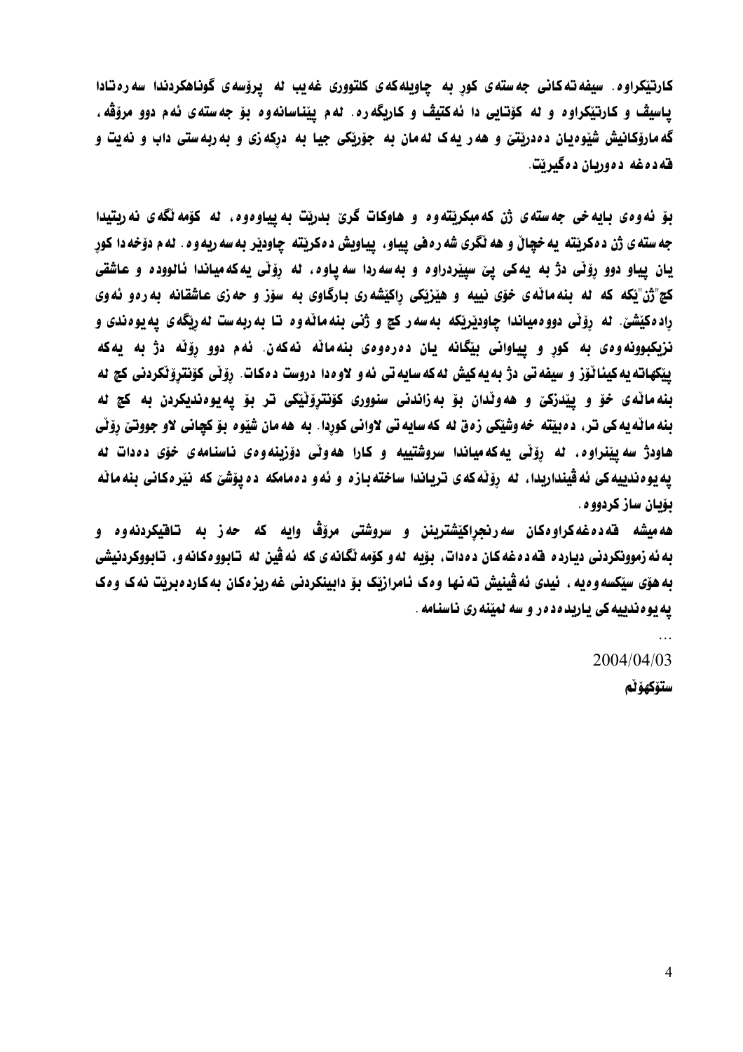کارتێکراوه. سیفه‌ته‌کانی جه‌سته‌ی کوڕ به‌ چاویلکه‌ی کلتووری غه‌یب له‌ پرۆسه‌ی گوناهکردندا سه‌ره‌تادا پاسیڤ و کارتێکراوه‌ و له‌ کۆتاییدا ئه‌کتیڤ و کاریگه‌ره‌. له‌م پێناسانه‌وه‌ بۆ جه‌سته‌ی ئه‌م دوو مرۆڤه‌، گه‌مارۆکانیش شێوه‌یان ده‌درێتێ و هه‌ر یه‌ک له‌مان به‌ جۆرێکی جیا به‌ درکه‌زی و به‌ربه‌ستی داب و نه‌یت و قه‌ده‌غه‌ ده‌وریان ده‌گیرێت.

بۆ ئه‌وه‌ی بایه‌خی جه‌سته‌ی ژن که‌مبکرێته‌وه‌ و هاوکات گرێ بدرێت به‌ پیاوه‌وه‌، له‌ کۆمه‌ڵگه‌ی نه‌ریتیدا جه‌سته‌ی ژن ده‌کرێته‌ یه‌خچاڵ و هه‌ڵگری شه‌ره‌فی پیاو، پیاویش ده‌کرێته‌ چاودێر به‌سه‌ریه‌وه‌. له‌م دۆخه‌دا کوڕ یان پیاو دوو ڕۆڵی دژ به‌ یه‌کی پێ سپێردراوه‌ و به‌سه‌ردا سه‌پاوه‌، له‌ ڕۆڵی یه‌که‌میاندا ئالووده‌ و عاشقی کچ"ژن"ێکه‌ که‌ له‌ بنه‌ماڵه‌ی خۆی نییه‌ و هێزێکی ڕاکێشه‌ری بارگاوی به‌ سۆز و حه‌زی عاشقانه‌ به‌ره‌و ئه‌وی ڕاده‌کێشێ. له‌ ڕۆڵی دووه‌میاندا چاودێرێکه‌ به‌سه‌ر کچ و ژنی بنه‌ماڵه‌وه‌ تا به‌ربه‌ست له‌ڕێگه‌ی په‌یوه‌ندی و نزیکبوونه‌وه‌ی به‌ کوڕ و پیاوانی بێگانه‌ یان ده‌ره‌وه‌ی بنه‌ماڵه‌ نه‌که‌ن. ئه‌م دوو ڕۆڵه‌ دژ به‌ یه‌که‌ پێکهاته‌یه‌کی‌ئالۆز و سیفه‌تی دژ به‌یه‌کیش له‌که‌سایه‌تی ئه‌و لاوه‌دا دروست ده‌کات. ڕۆڵی کۆنترۆڵکردنی کچ له‌ بنه‌ماڵه‌ی خۆ و پێدزکێ و هه‌وڵدان بۆ به‌زاندنی سنووری کۆنترۆڵێکی تر بۆ په‌یوه‌ندیکردن به‌ کچ له‌ بنه‌ماڵه‌یه‌کی تر، ده‌بێته‌ خه‌وشێکی زه‌ق له‌ که‌سایه‌تی لاوانی کوردا. به‌ هه‌مان شێوه‌ بۆ کچانی لاو جووتێ ڕۆڵی هاودژ سه‌پێنراوه‌، له‌ ڕۆڵی یه‌که‌میاندا سروشتییه‌ و کارا هه‌وڵی دۆزینه‌وه‌ی ناسنامه‌ی خۆی ده‌دات له‌ په‌یوه‌ندییه‌کی ئه‌ڤینداریدا، له‌ ڕۆڵه‌که‌ی تریاندا ساخته‌بازه‌ و ئه‌و ده‌مامکه‌ ده‌پۆشێ که‌ نێره‌کانی بنه‌ماڵه‌ بۆیان ساز کردووه‌.

هه‌میشه‌ قه‌ده‌غه‌کراوه‌کان سه‌رنجراکێشترینن و سروشتی مرۆڤ وایه‌ که‌ حه‌ز به‌ تاقیکردنه‌وه‌ و به‌ئه‌زموونکردنی دیارده‌ قه‌ده‌غه‌کان ده‌دات، بۆیه‌ له‌و کۆمه‌ڵگانه‌ی که‌ ئه‌ڤین له‌ تابووه‌کانه‌و، تابووکردنیشی به‌هۆی سێکسه‌وه‌یه‌، ئیدی ئه‌ڤینیش ته‌نها وه‌ک ئامرازێک بۆ دابینکردنی غه‌ریزه‌کان به‌کارده‌برێت نه‌ک وه‌ک په‌یوه‌ندییه‌کی یاریده‌ده‌ر و سه‌له‌مێنه‌ری ناسنامه‌.

...

2004/04/03

ستۆکهۆڵم